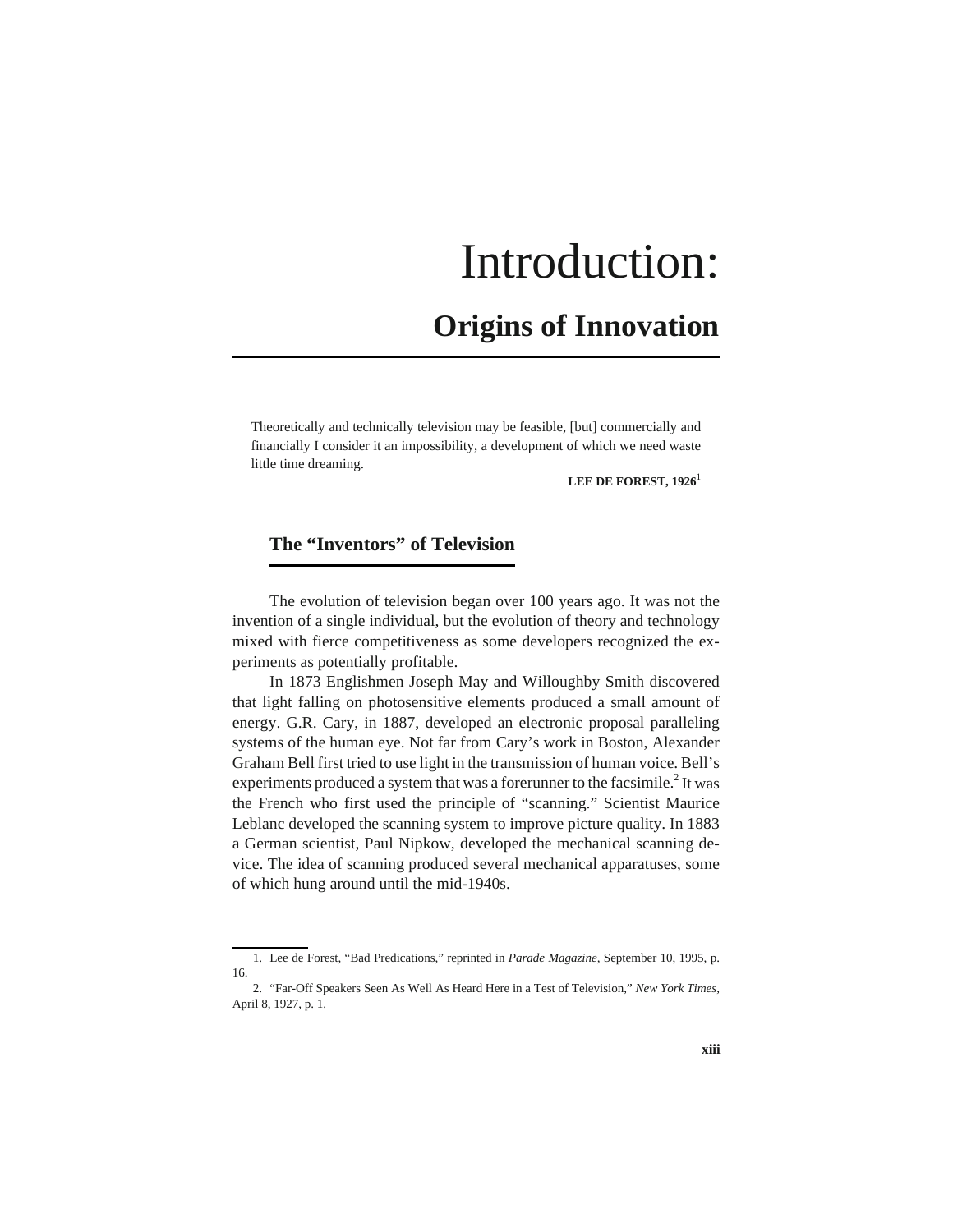# Introduction:

## Origins of Innovation

> Theoretically and technically television may be feasible, [but] commercially and financially I consider it an impossibility, a development of which we need waste little time dreaming.
>
> **LEE DE FOREST, 1926**[1]

### The "Inventors" of Television

The evolution of television began over 100 years ago. It was not the invention of a single individual, but the evolution of theory and technology mixed with fierce competitiveness as some developers recognized the experiments as potentially profitable.

In 1873 Englishmen Joseph May and Willoughby Smith discovered that light falling on photosensitive elements produced a small amount of energy. G.R. Cary, in 1887, developed an electronic proposal paralleling systems of the human eye. Not far from Cary's work in Boston, Alexander Graham Bell first tried to use light in the transmission of human voice. Bell's experiments produced a system that was a forerunner to the facsimile.[2] It was the French who first used the principle of "scanning." Scientist Maurice Leblanc developed the scanning system to improve picture quality. In 1883 a German scientist, Paul Nipkow, developed the mechanical scanning device. The idea of scanning produced several mechanical apparatuses, some of which hung around until the mid-1940s.

---

1. Lee de Forest, "Bad Predications," reprinted in *Parade Magazine*, September 10, 1995, p. 16.

2. "Far-Off Speakers Seen As Well As Heard Here in a Test of Television," *New York Times*, April 8, 1927, p. 1.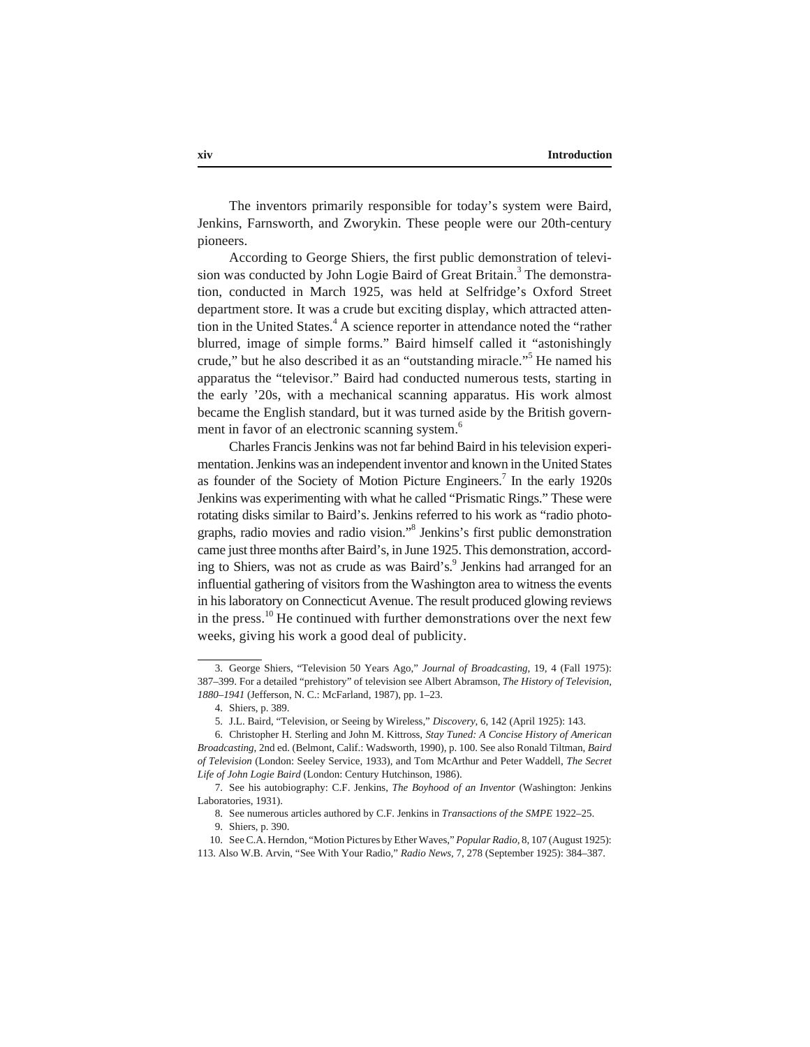The inventors primarily responsible for today's system were Baird, Jenkins, Farnsworth, and Zworykin. These people were our 20th-century pioneers.

According to George Shiers, the first public demonstration of television was conducted by John Logie Baird of Great Britain.[3] The demonstration, conducted in March 1925, was held at Selfridge's Oxford Street department store. It was a crude but exciting display, which attracted attention in the United States.[4] A science reporter in attendance noted the "rather blurred, image of simple forms." Baird himself called it "astonishingly crude," but he also described it as an "outstanding miracle."[5] He named his apparatus the "televisor." Baird had conducted numerous tests, starting in the early '20s, with a mechanical scanning apparatus. His work almost became the English standard, but it was turned aside by the British government in favor of an electronic scanning system.[6]

Charles Francis Jenkins was not far behind Baird in his television experimentation. Jenkins was an independent inventor and known in the United States as founder of the Society of Motion Picture Engineers.[7] In the early 1920s Jenkins was experimenting with what he called "Prismatic Rings." These were rotating disks similar to Baird's. Jenkins referred to his work as "radio photographs, radio movies and radio vision."[8] Jenkins's first public demonstration came just three months after Baird's, in June 1925. This demonstration, according to Shiers, was not as crude as was Baird's.[9] Jenkins had arranged for an influential gathering of visitors from the Washington area to witness the events in his laboratory on Connecticut Avenue. The result produced glowing reviews in the press.[10] He continued with further demonstrations over the next few weeks, giving his work a good deal of publicity.

---

3. George Shiers, "Television 50 Years Ago," *Journal of Broadcasting*, 19, 4 (Fall 1975): 387–399. For a detailed "prehistory" of television see Albert Abramson, *The History of Television, 1880–1941* (Jefferson, N. C.: McFarland, 1987), pp. 1–23.

4. Shiers, p. 389.

5. J.L. Baird, "Television, or Seeing by Wireless," *Discovery*, 6, 142 (April 1925): 143.

6. Christopher H. Sterling and John M. Kittross, *Stay Tuned: A Concise History of American Broadcasting*, 2nd ed. (Belmont, Calif.: Wadsworth, 1990), p. 100. See also Ronald Tiltman, *Baird of Television* (London: Seeley Service, 1933), and Tom McArthur and Peter Waddell, *The Secret Life of John Logie Baird* (London: Century Hutchinson, 1986).

7. See his autobiography: C.F. Jenkins, *The Boyhood of an Inventor* (Washington: Jenkins Laboratories, 1931).

8. See numerous articles authored by C.F. Jenkins in *Transactions of the SMPE* 1922–25.

9. Shiers, p. 390.

10. See C.A. Herndon, "Motion Pictures by Ether Waves," *Popular Radio*, 8, 107 (August 1925): 113. Also W.B. Arvin, "See With Your Radio," *Radio News*, 7, 278 (September 1925): 384–387.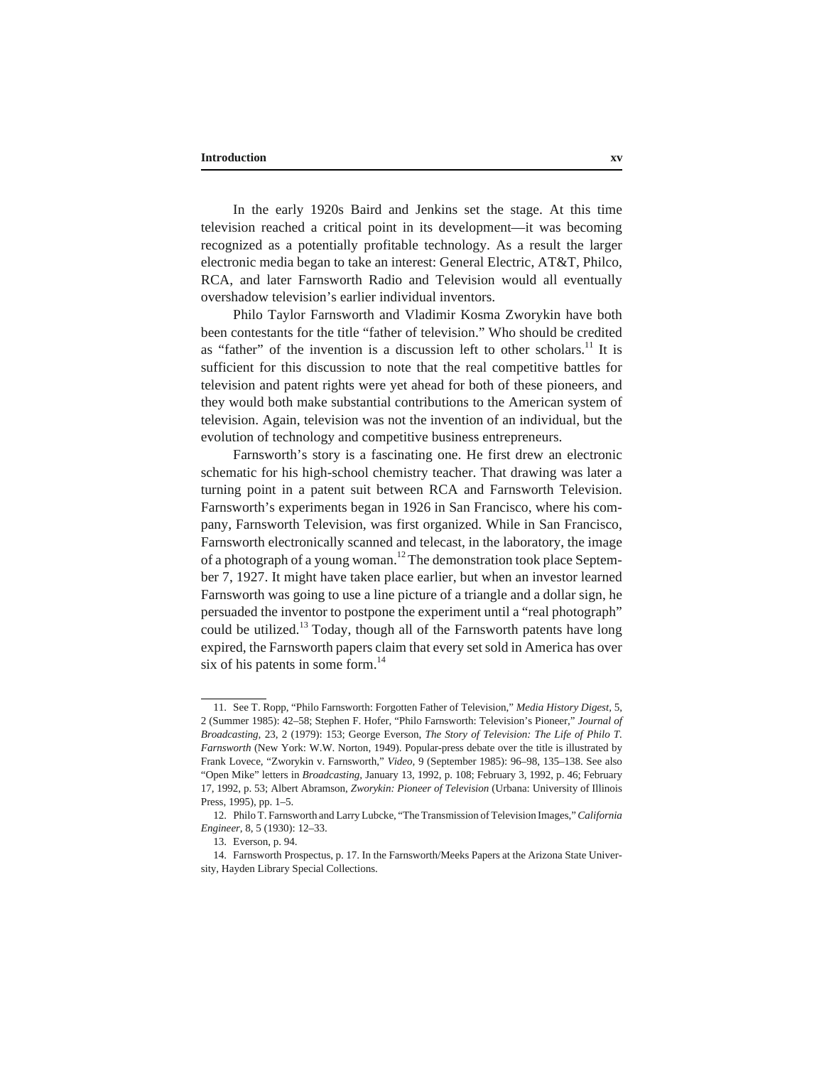In the early 1920s Baird and Jenkins set the stage. At this time television reached a critical point in its development—it was becoming recognized as a potentially profitable technology. As a result the larger electronic media began to take an interest: General Electric, AT&T, Philco, RCA, and later Farnsworth Radio and Television would all eventually overshadow television's earlier individual inventors.

Philo Taylor Farnsworth and Vladimir Kosma Zworykin have both been contestants for the title "father of television." Who should be credited as "father" of the invention is a discussion left to other scholars.[11] It is sufficient for this discussion to note that the real competitive battles for television and patent rights were yet ahead for both of these pioneers, and they would both make substantial contributions to the American system of television. Again, television was not the invention of an individual, but the evolution of technology and competitive business entrepreneurs.

Farnsworth's story is a fascinating one. He first drew an electronic schematic for his high-school chemistry teacher. That drawing was later a turning point in a patent suit between RCA and Farnsworth Television. Farnsworth's experiments began in 1926 in San Francisco, where his company, Farnsworth Television, was first organized. While in San Francisco, Farnsworth electronically scanned and telecast, in the laboratory, the image of a photograph of a young woman.[12] The demonstration took place September 7, 1927. It might have taken place earlier, but when an investor learned Farnsworth was going to use a line picture of a triangle and a dollar sign, he persuaded the inventor to postpone the experiment until a "real photograph" could be utilized.[13] Today, though all of the Farnsworth patents have long expired, the Farnsworth papers claim that every set sold in America has over six of his patents in some form.[14]

---

11. See T. Ropp, "Philo Farnsworth: Forgotten Father of Television," *Media History Digest*, 5, 2 (Summer 1985): 42–58; Stephen F. Hofer, "Philo Farnsworth: Television's Pioneer," *Journal of Broadcasting*, 23, 2 (1979): 153; George Everson, *The Story of Television: The Life of Philo T. Farnsworth* (New York: W.W. Norton, 1949). Popular-press debate over the title is illustrated by Frank Lovece, "Zworykin v. Farnsworth," *Video*, 9 (September 1985): 96–98, 135–138. See also "Open Mike" letters in *Broadcasting*, January 13, 1992, p. 108; February 3, 1992, p. 46; February 17, 1992, p. 53; Albert Abramson, *Zworykin: Pioneer of Television* (Urbana: University of Illinois Press, 1995), pp. 1–5.

12. Philo T. Farnsworth and Larry Lubcke, "The Transmission of Television Images," *California Engineer*, 8, 5 (1930): 12–33.

13. Everson, p. 94.

14. Farnsworth Prospectus, p. 17. In the Farnsworth/Meeks Papers at the Arizona State University, Hayden Library Special Collections.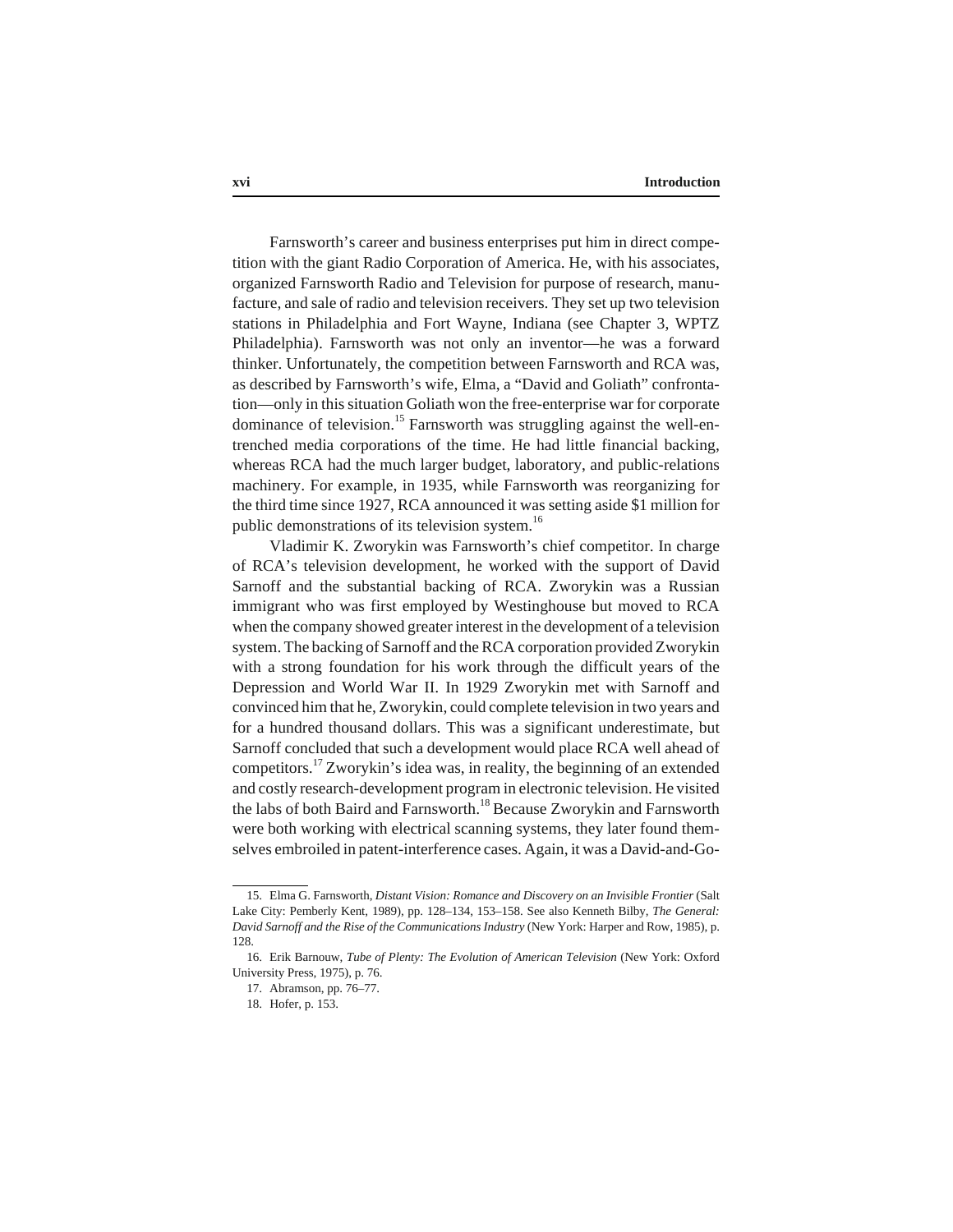Farnsworth's career and business enterprises put him in direct competition with the giant Radio Corporation of America. He, with his associates, organized Farnsworth Radio and Television for purpose of research, manufacture, and sale of radio and television receivers. They set up two television stations in Philadelphia and Fort Wayne, Indiana (see Chapter 3, WPTZ Philadelphia). Farnsworth was not only an inventor—he was a forward thinker. Unfortunately, the competition between Farnsworth and RCA was, as described by Farnsworth's wife, Elma, a "David and Goliath" confrontation—only in this situation Goliath won the free-enterprise war for corporate dominance of television.[15] Farnsworth was struggling against the well-entrenched media corporations of the time. He had little financial backing, whereas RCA had the much larger budget, laboratory, and public-relations machinery. For example, in 1935, while Farnsworth was reorganizing for the third time since 1927, RCA announced it was setting aside $1 million for public demonstrations of its television system.[16]

Vladimir K. Zworykin was Farnsworth's chief competitor. In charge of RCA's television development, he worked with the support of David Sarnoff and the substantial backing of RCA. Zworykin was a Russian immigrant who was first employed by Westinghouse but moved to RCA when the company showed greater interest in the development of a television system. The backing of Sarnoff and the RCA corporation provided Zworykin with a strong foundation for his work through the difficult years of the Depression and World War II. In 1929 Zworykin met with Sarnoff and convinced him that he, Zworykin, could complete television in two years and for a hundred thousand dollars. This was a significant underestimate, but Sarnoff concluded that such a development would place RCA well ahead of competitors.[17] Zworykin's idea was, in reality, the beginning of an extended and costly research-development program in electronic television. He visited the labs of both Baird and Farnsworth.[18] Because Zworykin and Farnsworth were both working with electrical scanning systems, they later found themselves embroiled in patent-interference cases. Again, it was a David-and-Go-

---

15. Elma G. Farnsworth, *Distant Vision: Romance and Discovery on an Invisible Frontier* (Salt Lake City: Pemberly Kent, 1989), pp. 128–134, 153–158. See also Kenneth Bilby, *The General: David Sarnoff and the Rise of the Communications Industry* (New York: Harper and Row, 1985), p. 128.

16. Erik Barnouw, *Tube of Plenty: The Evolution of American Television* (New York: Oxford University Press, 1975), p. 76.

17. Abramson, pp. 76–77.

18. Hofer, p. 153.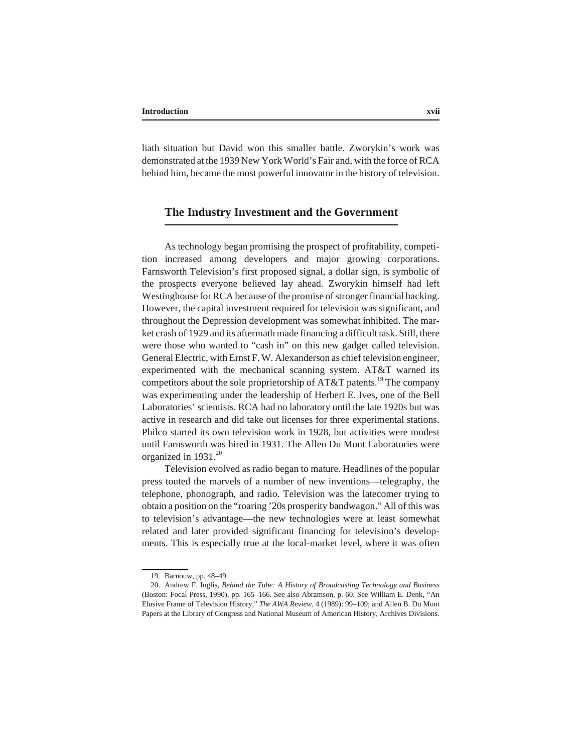liath situation but David won this smaller battle. Zworykin's work was demonstrated at the 1939 New York World's Fair and, with the force of RCA behind him, became the most powerful innovator in the history of television.

## The Industry Investment and the Government

As technology began promising the prospect of profitability, competition increased among developers and major growing corporations. Farnsworth Television's first proposed signal, a dollar sign, is symbolic of the prospects everyone believed lay ahead. Zworykin himself had left Westinghouse for RCA because of the promise of stronger financial backing. However, the capital investment required for television was significant, and throughout the Depression development was somewhat inhibited. The market crash of 1929 and its aftermath made financing a difficult task. Still, there were those who wanted to "cash in" on this new gadget called television. General Electric, with Ernst F. W. Alexanderson as chief television engineer, experimented with the mechanical scanning system. AT&T warned its competitors about the sole proprietorship of AT&T patents.[19] The company was experimenting under the leadership of Herbert E. Ives, one of the Bell Laboratories' scientists. RCA had no laboratory until the late 1920s but was active in research and did take out licenses for three experimental stations. Philco started its own television work in 1928, but activities were modest until Farnsworth was hired in 1931. The Allen Du Mont Laboratories were organized in 1931.[20]

Television evolved as radio began to mature. Headlines of the popular press touted the marvels of a number of new inventions—telegraphy, the telephone, phonograph, and radio. Television was the latecomer trying to obtain a position on the "roaring '20s prosperity bandwagon." All of this was to television's advantage—the new technologies were at least somewhat related and later provided significant financing for television's developments. This is especially true at the local-market level, where it was often

19. Barnouw, pp. 48–49.

20. Andrew F. Inglis, *Behind the Tube: A History of Broadcasting Technology and Business* (Boston: Focal Press, 1990), pp. 165–166. See also Abramson, p. 60. See William E. Denk, "An Elusive Frame of Television History," *The AWA Review*, 4 (1989): 99–109; and Allen B. Du Mont Papers at the Library of Congress and National Museum of American History, Archives Divisions.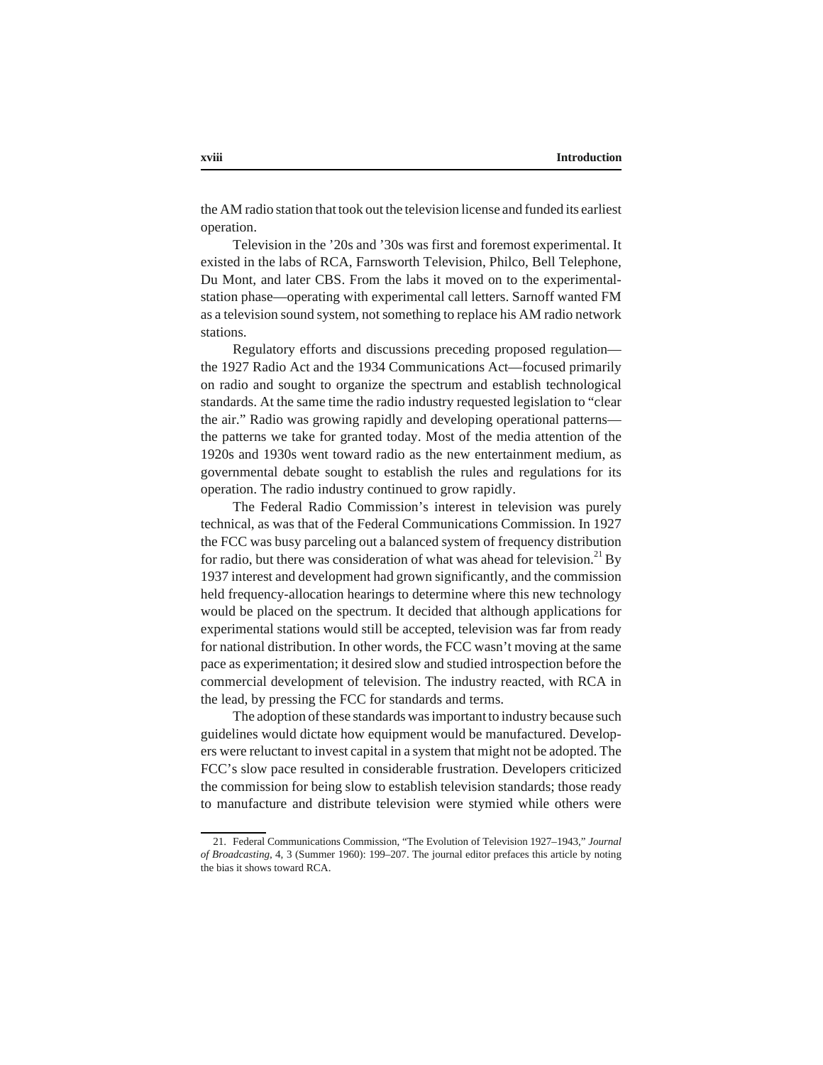the AM radio station that took out the television license and funded its earliest operation.

Television in the '20s and '30s was first and foremost experimental. It existed in the labs of RCA, Farnsworth Television, Philco, Bell Telephone, Du Mont, and later CBS. From the labs it moved on to the experimental-station phase—operating with experimental call letters. Sarnoff wanted FM as a television sound system, not something to replace his AM radio network stations.

Regulatory efforts and discussions preceding proposed regulation—the 1927 Radio Act and the 1934 Communications Act—focused primarily on radio and sought to organize the spectrum and establish technological standards. At the same time the radio industry requested legislation to "clear the air." Radio was growing rapidly and developing operational patterns—the patterns we take for granted today. Most of the media attention of the 1920s and 1930s went toward radio as the new entertainment medium, as governmental debate sought to establish the rules and regulations for its operation. The radio industry continued to grow rapidly.

The Federal Radio Commission's interest in television was purely technical, as was that of the Federal Communications Commission. In 1927 the FCC was busy parceling out a balanced system of frequency distribution for radio, but there was consideration of what was ahead for television.[21] By 1937 interest and development had grown significantly, and the commission held frequency-allocation hearings to determine where this new technology would be placed on the spectrum. It decided that although applications for experimental stations would still be accepted, television was far from ready for national distribution. In other words, the FCC wasn't moving at the same pace as experimentation; it desired slow and studied introspection before the commercial development of television. The industry reacted, with RCA in the lead, by pressing the FCC for standards and terms.

The adoption of these standards was important to industry because such guidelines would dictate how equipment would be manufactured. Developers were reluctant to invest capital in a system that might not be adopted. The FCC's slow pace resulted in considerable frustration. Developers criticized the commission for being slow to establish television standards; those ready to manufacture and distribute television were stymied while others were

---

21. Federal Communications Commission, "The Evolution of Television 1927–1943," *Journal of Broadcasting*, 4, 3 (Summer 1960): 199–207. The journal editor prefaces this article by noting the bias it shows toward RCA.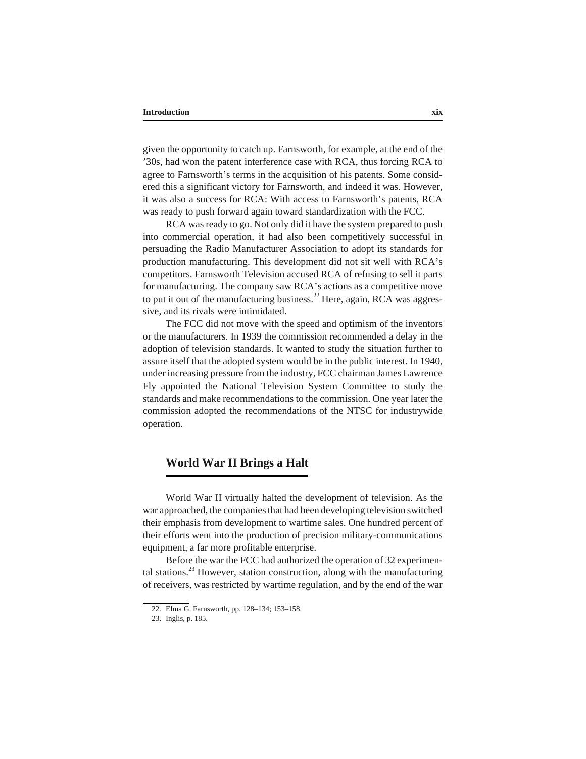given the opportunity to catch up. Farnsworth, for example, at the end of the '30s, had won the patent interference case with RCA, thus forcing RCA to agree to Farnsworth's terms in the acquisition of his patents. Some considered this a significant victory for Farnsworth, and indeed it was. However, it was also a success for RCA: With access to Farnsworth's patents, RCA was ready to push forward again toward standardization with the FCC.

RCA was ready to go. Not only did it have the system prepared to push into commercial operation, it had also been competitively successful in persuading the Radio Manufacturer Association to adopt its standards for production manufacturing. This development did not sit well with RCA's competitors. Farnsworth Television accused RCA of refusing to sell it parts for manufacturing. The company saw RCA's actions as a competitive move to put it out of the manufacturing business.[22] Here, again, RCA was aggressive, and its rivals were intimidated.

The FCC did not move with the speed and optimism of the inventors or the manufacturers. In 1939 the commission recommended a delay in the adoption of television standards. It wanted to study the situation further to assure itself that the adopted system would be in the public interest. In 1940, under increasing pressure from the industry, FCC chairman James Lawrence Fly appointed the National Television System Committee to study the standards and make recommendations to the commission. One year later the commission adopted the recommendations of the NTSC for industrywide operation.

## World War II Brings a Halt

World War II virtually halted the development of television. As the war approached, the companies that had been developing television switched their emphasis from development to wartime sales. One hundred percent of their efforts went into the production of precision military-communications equipment, a far more profitable enterprise.

Before the war the FCC had authorized the operation of 32 experimental stations.[23] However, station construction, along with the manufacturing of receivers, was restricted by wartime regulation, and by the end of the war

22. Elma G. Farnsworth, pp. 128–134; 153–158.
23. Inglis, p. 185.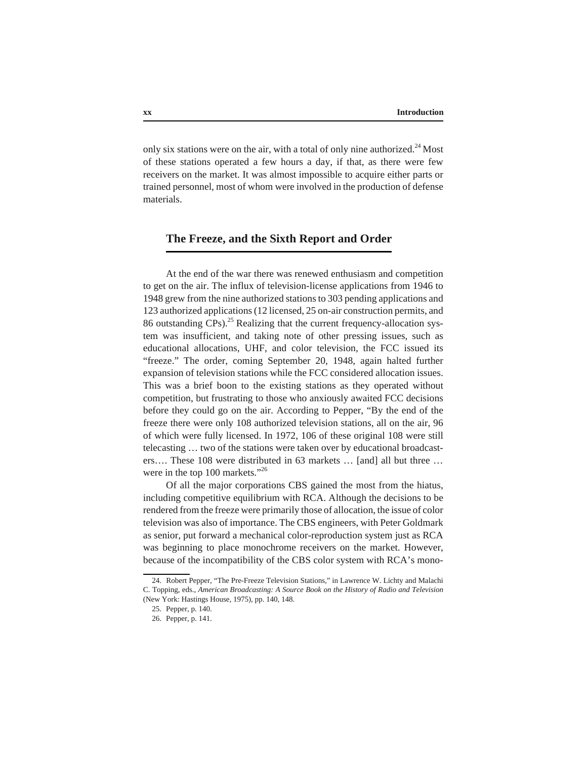only six stations were on the air, with a total of only nine authorized.[24] Most of these stations operated a few hours a day, if that, as there were few receivers on the market. It was almost impossible to acquire either parts or trained personnel, most of whom were involved in the production of defense materials.

## The Freeze, and the Sixth Report and Order

At the end of the war there was renewed enthusiasm and competition to get on the air. The influx of television-license applications from 1946 to 1948 grew from the nine authorized stations to 303 pending applications and 123 authorized applications (12 licensed, 25 on-air construction permits, and 86 outstanding CPs).[25] Realizing that the current frequency-allocation system was insufficient, and taking note of other pressing issues, such as educational allocations, UHF, and color television, the FCC issued its "freeze." The order, coming September 20, 1948, again halted further expansion of television stations while the FCC considered allocation issues. This was a brief boon to the existing stations as they operated without competition, but frustrating to those who anxiously awaited FCC decisions before they could go on the air. According to Pepper, "By the end of the freeze there were only 108 authorized television stations, all on the air, 96 of which were fully licensed. In 1972, 106 of these original 108 were still telecasting … two of the stations were taken over by educational broadcasters…. These 108 were distributed in 63 markets … [and] all but three … were in the top 100 markets."[26]

Of all the major corporations CBS gained the most from the hiatus, including competitive equilibrium with RCA. Although the decisions to be rendered from the freeze were primarily those of allocation, the issue of color television was also of importance. The CBS engineers, with Peter Goldmark as senior, put forward a mechanical color-reproduction system just as RCA was beginning to place monochrome receivers on the market. However, because of the incompatibility of the CBS color system with RCA's mono-

24. Robert Pepper, "The Pre-Freeze Television Stations," in Lawrence W. Lichty and Malachi C. Topping, eds., *American Broadcasting: A Source Book on the History of Radio and Television* (New York: Hastings House, 1975), pp. 140, 148.

25. Pepper, p. 140.

26. Pepper, p. 141.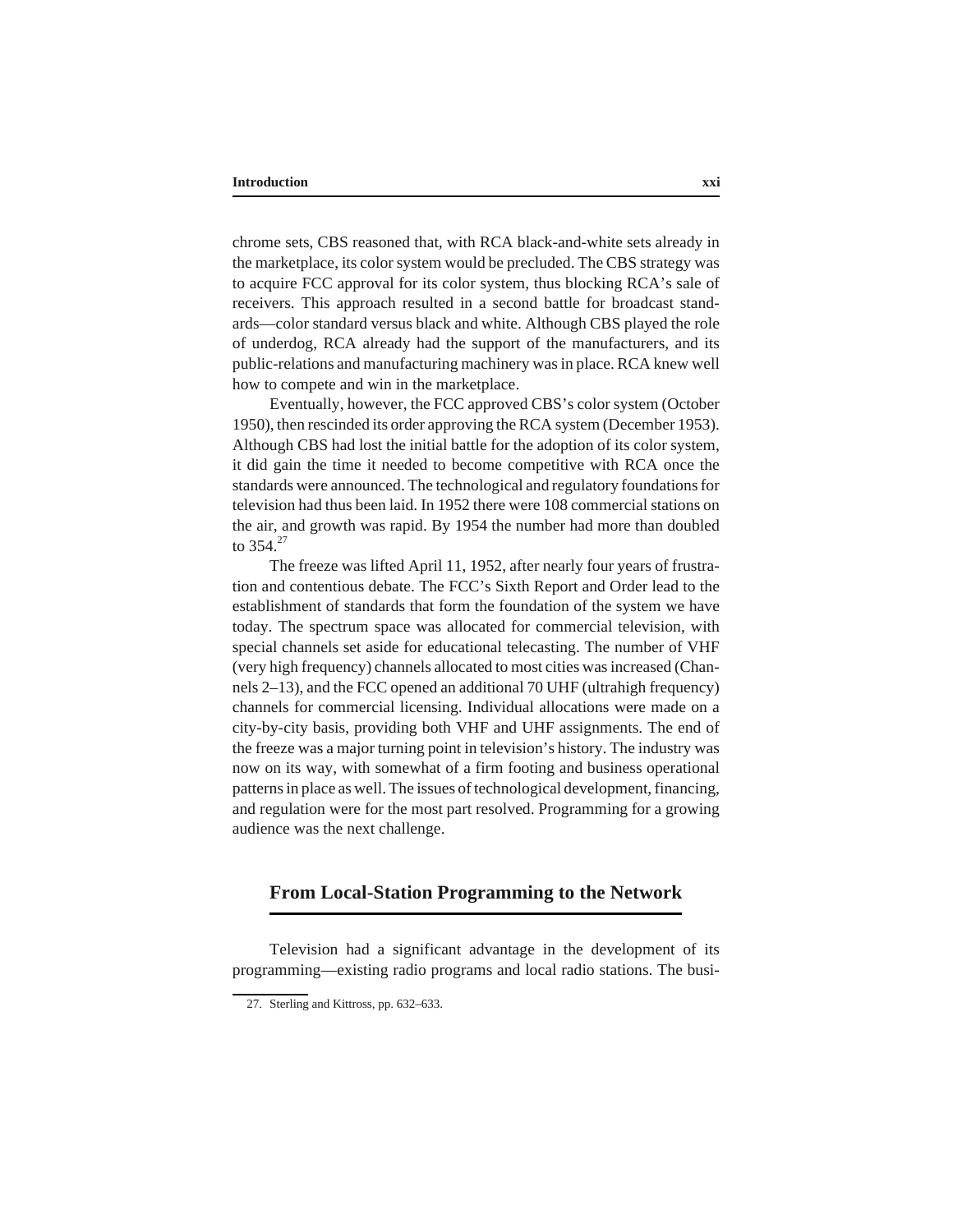chrome sets, CBS reasoned that, with RCA black-and-white sets already in the marketplace, its color system would be precluded. The CBS strategy was to acquire FCC approval for its color system, thus blocking RCA's sale of receivers. This approach resulted in a second battle for broadcast standards—color standard versus black and white. Although CBS played the role of underdog, RCA already had the support of the manufacturers, and its public-relations and manufacturing machinery was in place. RCA knew well how to compete and win in the marketplace.

Eventually, however, the FCC approved CBS's color system (October 1950), then rescinded its order approving the RCA system (December 1953). Although CBS had lost the initial battle for the adoption of its color system, it did gain the time it needed to become competitive with RCA once the standards were announced. The technological and regulatory foundations for television had thus been laid. In 1952 there were 108 commercial stations on the air, and growth was rapid. By 1954 the number had more than doubled to 354.[27]

The freeze was lifted April 11, 1952, after nearly four years of frustration and contentious debate. The FCC's Sixth Report and Order lead to the establishment of standards that form the foundation of the system we have today. The spectrum space was allocated for commercial television, with special channels set aside for educational telecasting. The number of VHF (very high frequency) channels allocated to most cities was increased (Channels 2–13), and the FCC opened an additional 70 UHF (ultrahigh frequency) channels for commercial licensing. Individual allocations were made on a city-by-city basis, providing both VHF and UHF assignments. The end of the freeze was a major turning point in television's history. The industry was now on its way, with somewhat of a firm footing and business operational patterns in place as well. The issues of technological development, financing, and regulation were for the most part resolved. Programming for a growing audience was the next challenge.

## From Local-Station Programming to the Network

Television had a significant advantage in the development of its programming—existing radio programs and local radio stations. The busi-

27. Sterling and Kittross, pp. 632–633.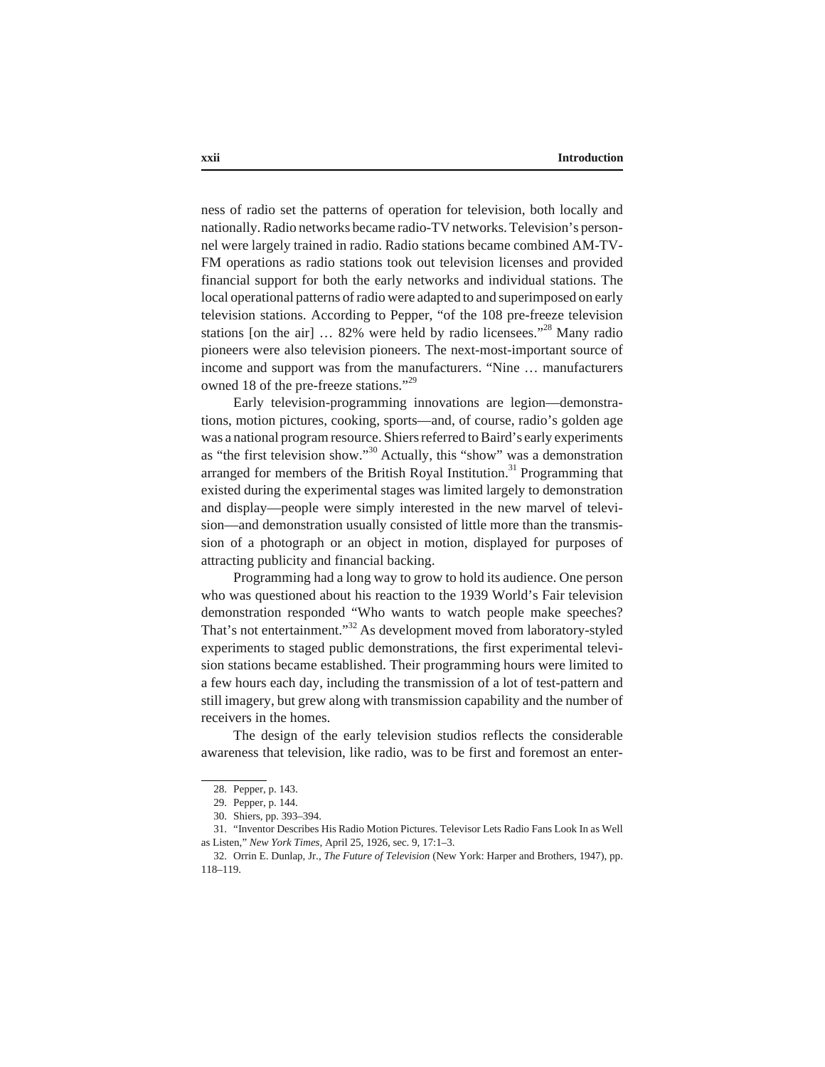ness of radio set the patterns of operation for television, both locally and nationally. Radio networks became radio-TV networks. Television's personnel were largely trained in radio. Radio stations became combined AM-TV-FM operations as radio stations took out television licenses and provided financial support for both the early networks and individual stations. The local operational patterns of radio were adapted to and superimposed on early television stations. According to Pepper, "of the 108 pre-freeze television stations [on the air] … 82% were held by radio licensees."[28] Many radio pioneers were also television pioneers. The next-most-important source of income and support was from the manufacturers. "Nine … manufacturers owned 18 of the pre-freeze stations."[29]

Early television-programming innovations are legion—demonstrations, motion pictures, cooking, sports—and, of course, radio's golden age was a national program resource. Shiers referred to Baird's early experiments as "the first television show."[30] Actually, this "show" was a demonstration arranged for members of the British Royal Institution.[31] Programming that existed during the experimental stages was limited largely to demonstration and display—people were simply interested in the new marvel of television—and demonstration usually consisted of little more than the transmission of a photograph or an object in motion, displayed for purposes of attracting publicity and financial backing.

Programming had a long way to grow to hold its audience. One person who was questioned about his reaction to the 1939 World's Fair television demonstration responded "Who wants to watch people make speeches? That's not entertainment."[32] As development moved from laboratory-styled experiments to staged public demonstrations, the first experimental television stations became established. Their programming hours were limited to a few hours each day, including the transmission of a lot of test-pattern and still imagery, but grew along with transmission capability and the number of receivers in the homes.

The design of the early television studios reflects the considerable awareness that television, like radio, was to be first and foremost an enter-

---

28. Pepper, p. 143.

29. Pepper, p. 144.

30. Shiers, pp. 393–394.

31. "Inventor Describes His Radio Motion Pictures. Televisor Lets Radio Fans Look In as Well as Listen," *New York Times*, April 25, 1926, sec. 9, 17:1–3.

32. Orrin E. Dunlap, Jr., *The Future of Television* (New York: Harper and Brothers, 1947), pp. 118–119.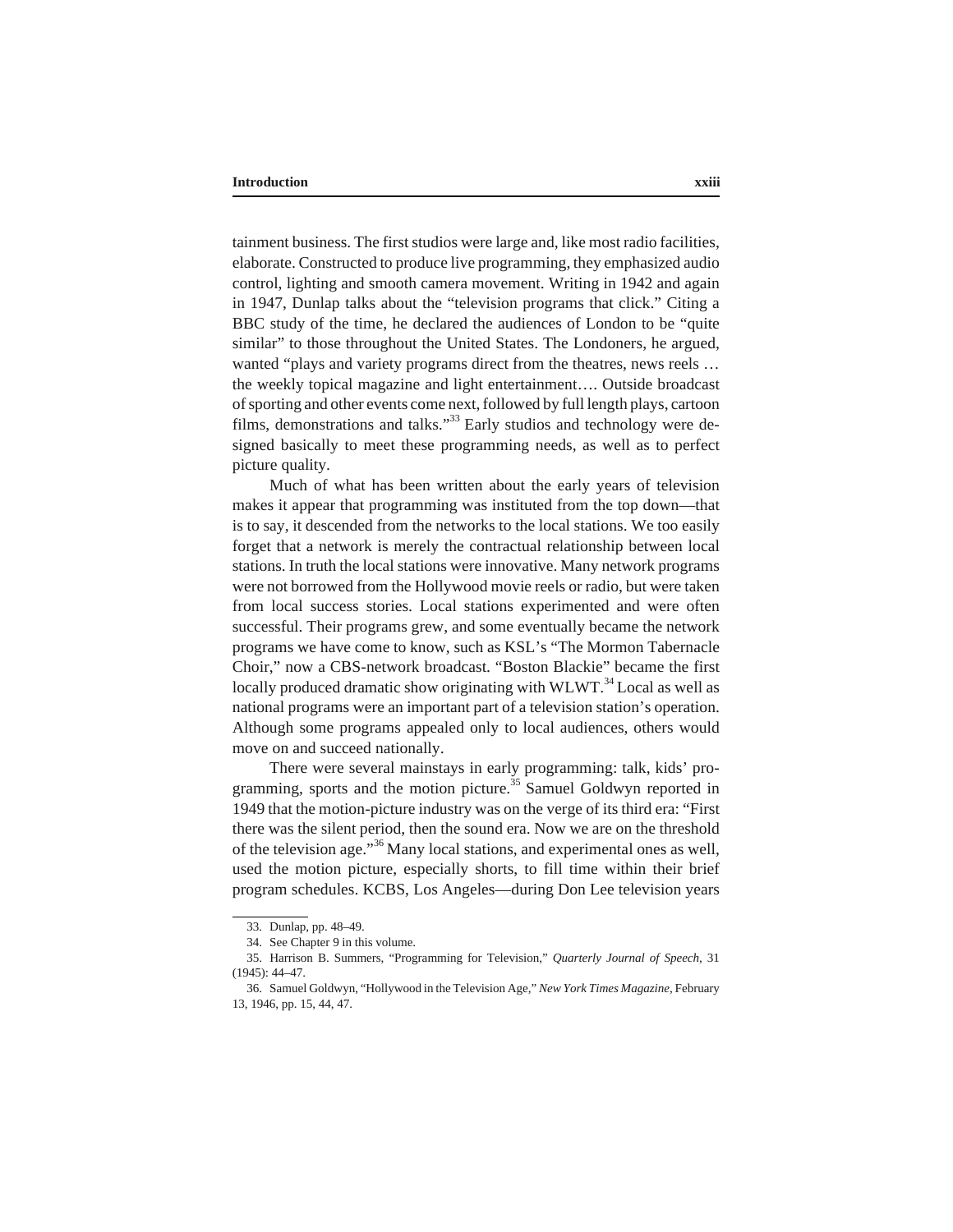tainment business. The first studios were large and, like most radio facilities, elaborate. Constructed to produce live programming, they emphasized audio control, lighting and smooth camera movement. Writing in 1942 and again in 1947, Dunlap talks about the "television programs that click." Citing a BBC study of the time, he declared the audiences of London to be "quite similar" to those throughout the United States. The Londoners, he argued, wanted "plays and variety programs direct from the theatres, news reels … the weekly topical magazine and light entertainment…. Outside broadcast of sporting and other events come next, followed by full length plays, cartoon films, demonstrations and talks."[33] Early studios and technology were designed basically to meet these programming needs, as well as to perfect picture quality.

Much of what has been written about the early years of television makes it appear that programming was instituted from the top down—that is to say, it descended from the networks to the local stations. We too easily forget that a network is merely the contractual relationship between local stations. In truth the local stations were innovative. Many network programs were not borrowed from the Hollywood movie reels or radio, but were taken from local success stories. Local stations experimented and were often successful. Their programs grew, and some eventually became the network programs we have come to know, such as KSL's "The Mormon Tabernacle Choir," now a CBS-network broadcast. "Boston Blackie" became the first locally produced dramatic show originating with WLWT.[34] Local as well as national programs were an important part of a television station's operation. Although some programs appealed only to local audiences, others would move on and succeed nationally.

There were several mainstays in early programming: talk, kids' programming, sports and the motion picture.[35] Samuel Goldwyn reported in 1949 that the motion-picture industry was on the verge of its third era: "First there was the silent period, then the sound era. Now we are on the threshold of the television age."[36] Many local stations, and experimental ones as well, used the motion picture, especially shorts, to fill time within their brief program schedules. KCBS, Los Angeles—during Don Lee television years

33. Dunlap, pp. 48–49.

34. See Chapter 9 in this volume.

35. Harrison B. Summers, "Programming for Television," *Quarterly Journal of Speech,* 31 (1945): 44–47.

36. Samuel Goldwyn, "Hollywood in the Television Age," *New York Times Magazine*, February 13, 1946, pp. 15, 44, 47.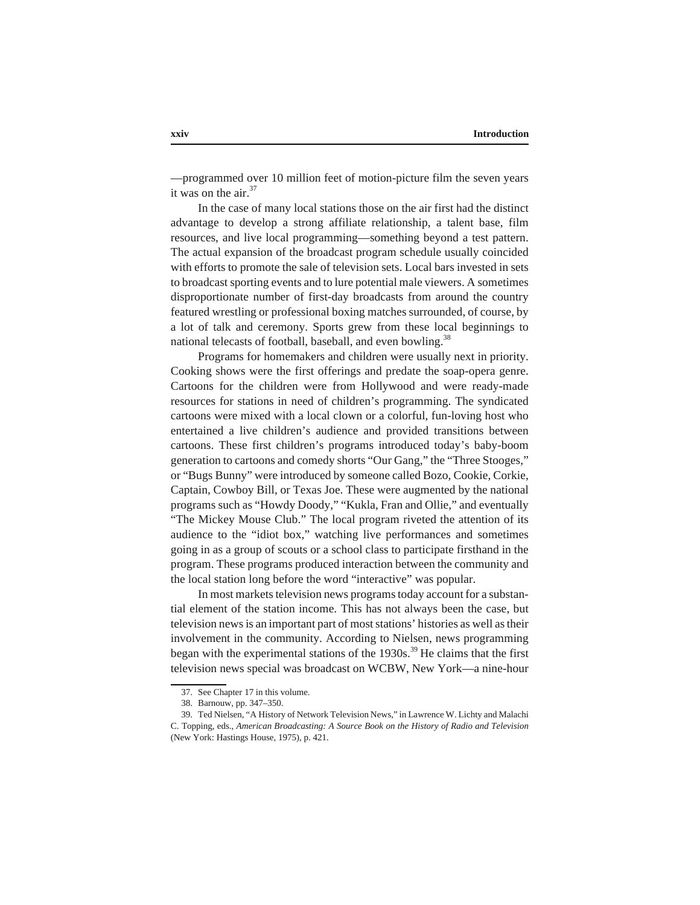—programmed over 10 million feet of motion-picture film the seven years it was on the air.[37]

In the case of many local stations those on the air first had the distinct advantage to develop a strong affiliate relationship, a talent base, film resources, and live local programming—something beyond a test pattern. The actual expansion of the broadcast program schedule usually coincided with efforts to promote the sale of television sets. Local bars invested in sets to broadcast sporting events and to lure potential male viewers. A sometimes disproportionate number of first-day broadcasts from around the country featured wrestling or professional boxing matches surrounded, of course, by a lot of talk and ceremony. Sports grew from these local beginnings to national telecasts of football, baseball, and even bowling.[38]

Programs for homemakers and children were usually next in priority. Cooking shows were the first offerings and predate the soap-opera genre. Cartoons for the children were from Hollywood and were ready-made resources for stations in need of children's programming. The syndicated cartoons were mixed with a local clown or a colorful, fun-loving host who entertained a live children's audience and provided transitions between cartoons. These first children's programs introduced today's baby-boom generation to cartoons and comedy shorts "Our Gang," the "Three Stooges," or "Bugs Bunny" were introduced by someone called Bozo, Cookie, Corkie, Captain, Cowboy Bill, or Texas Joe. These were augmented by the national programs such as "Howdy Doody," "Kukla, Fran and Ollie," and eventually "The Mickey Mouse Club." The local program riveted the attention of its audience to the "idiot box," watching live performances and sometimes going in as a group of scouts or a school class to participate firsthand in the program. These programs produced interaction between the community and the local station long before the word "interactive" was popular.

In most markets television news programs today account for a substantial element of the station income. This has not always been the case, but television news is an important part of most stations' histories as well as their involvement in the community. According to Nielsen, news programming began with the experimental stations of the 1930s.[39] He claims that the first television news special was broadcast on WCBW, New York—a nine-hour

37. See Chapter 17 in this volume.

38. Barnouw, pp. 347–350.

39. Ted Nielsen, "A History of Network Television News," in Lawrence W. Lichty and Malachi C. Topping, eds., *American Broadcasting: A Source Book on the History of Radio and Television* (New York: Hastings House, 1975), p. 421.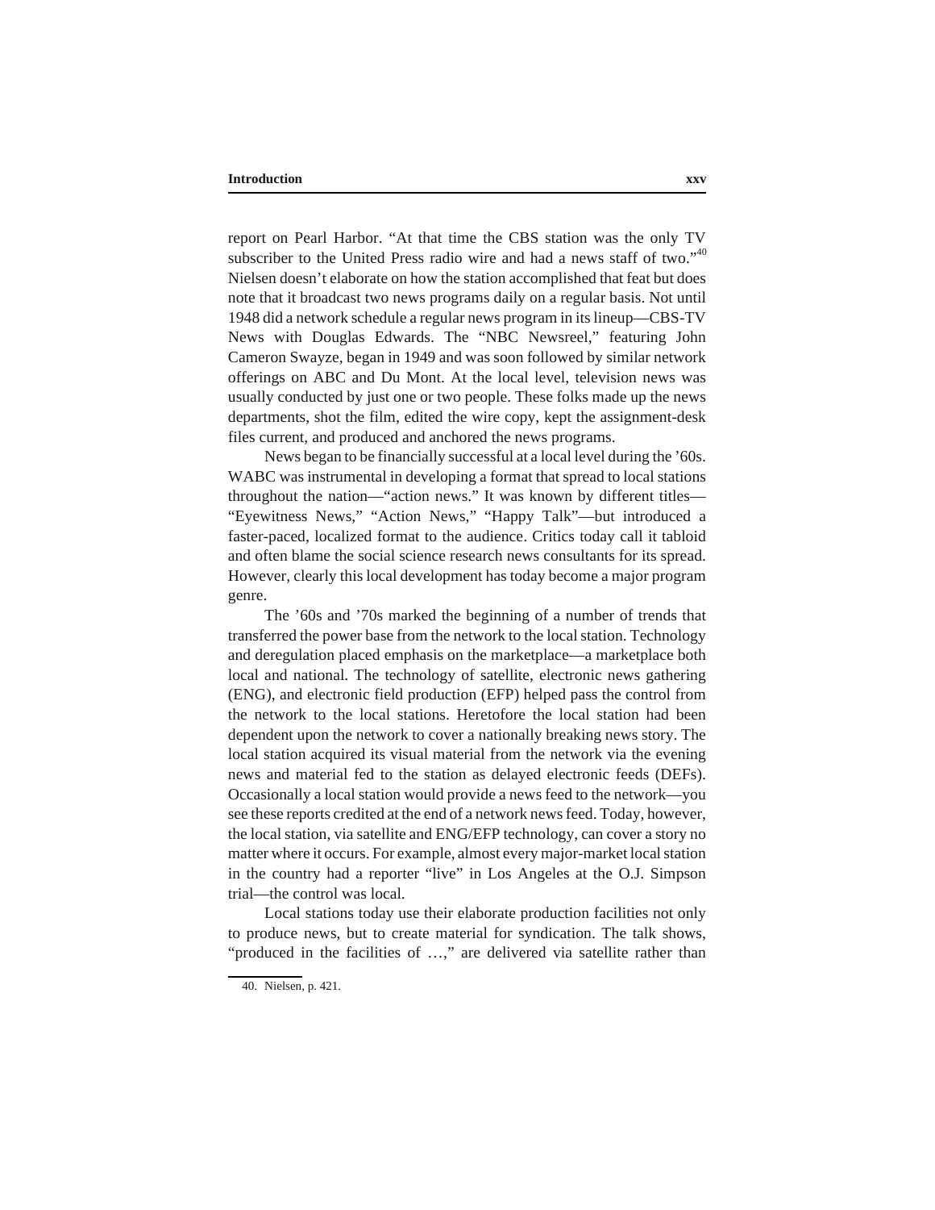report on Pearl Harbor. "At that time the CBS station was the only TV subscriber to the United Press radio wire and had a news staff of two."[40] Nielsen doesn't elaborate on how the station accomplished that feat but does note that it broadcast two news programs daily on a regular basis. Not until 1948 did a network schedule a regular news program in its lineup—CBS-TV News with Douglas Edwards. The "NBC Newsreel," featuring John Cameron Swayze, began in 1949 and was soon followed by similar network offerings on ABC and Du Mont. At the local level, television news was usually conducted by just one or two people. These folks made up the news departments, shot the film, edited the wire copy, kept the assignment-desk files current, and produced and anchored the news programs.

News began to be financially successful at a local level during the '60s. WABC was instrumental in developing a format that spread to local stations throughout the nation—"action news." It was known by different titles—"Eyewitness News," "Action News," "Happy Talk"—but introduced a faster-paced, localized format to the audience. Critics today call it tabloid and often blame the social science research news consultants for its spread. However, clearly this local development has today become a major program genre.

The '60s and '70s marked the beginning of a number of trends that transferred the power base from the network to the local station. Technology and deregulation placed emphasis on the marketplace—a marketplace both local and national. The technology of satellite, electronic news gathering (ENG), and electronic field production (EFP) helped pass the control from the network to the local stations. Heretofore the local station had been dependent upon the network to cover a nationally breaking news story. The local station acquired its visual material from the network via the evening news and material fed to the station as delayed electronic feeds (DEFs). Occasionally a local station would provide a news feed to the network—you see these reports credited at the end of a network news feed. Today, however, the local station, via satellite and ENG/EFP technology, can cover a story no matter where it occurs. For example, almost every major-market local station in the country had a reporter "live" in Los Angeles at the O.J. Simpson trial—the control was local.

Local stations today use their elaborate production facilities not only to produce news, but to create material for syndication. The talk shows, "produced in the facilities of …," are delivered via satellite rather than

---

40. Nielsen, p. 421.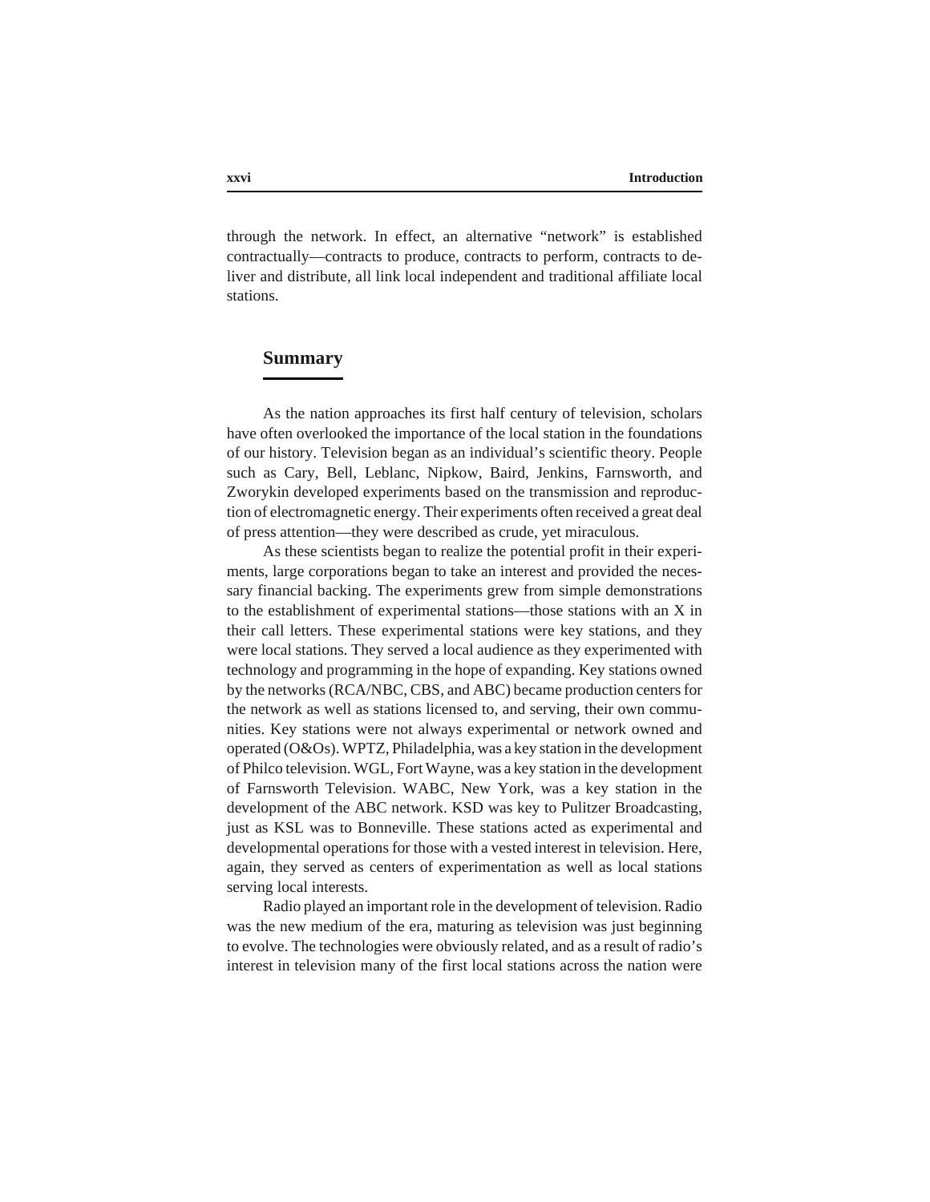through the network. In effect, an alternative "network" is established contractually—contracts to produce, contracts to perform, contracts to deliver and distribute, all link local independent and traditional affiliate local stations.

## Summary

As the nation approaches its first half century of television, scholars have often overlooked the importance of the local station in the foundations of our history. Television began as an individual's scientific theory. People such as Cary, Bell, Leblanc, Nipkow, Baird, Jenkins, Farnsworth, and Zworykin developed experiments based on the transmission and reproduction of electromagnetic energy. Their experiments often received a great deal of press attention—they were described as crude, yet miraculous.

As these scientists began to realize the potential profit in their experiments, large corporations began to take an interest and provided the necessary financial backing. The experiments grew from simple demonstrations to the establishment of experimental stations—those stations with an X in their call letters. These experimental stations were key stations, and they were local stations. They served a local audience as they experimented with technology and programming in the hope of expanding. Key stations owned by the networks (RCA/NBC, CBS, and ABC) became production centers for the network as well as stations licensed to, and serving, their own communities. Key stations were not always experimental or network owned and operated (O&Os). WPTZ, Philadelphia, was a key station in the development of Philco television. WGL, Fort Wayne, was a key station in the development of Farnsworth Television. WABC, New York, was a key station in the development of the ABC network. KSD was key to Pulitzer Broadcasting, just as KSL was to Bonneville. These stations acted as experimental and developmental operations for those with a vested interest in television. Here, again, they served as centers of experimentation as well as local stations serving local interests.

Radio played an important role in the development of television. Radio was the new medium of the era, maturing as television was just beginning to evolve. The technologies were obviously related, and as a result of radio's interest in television many of the first local stations across the nation were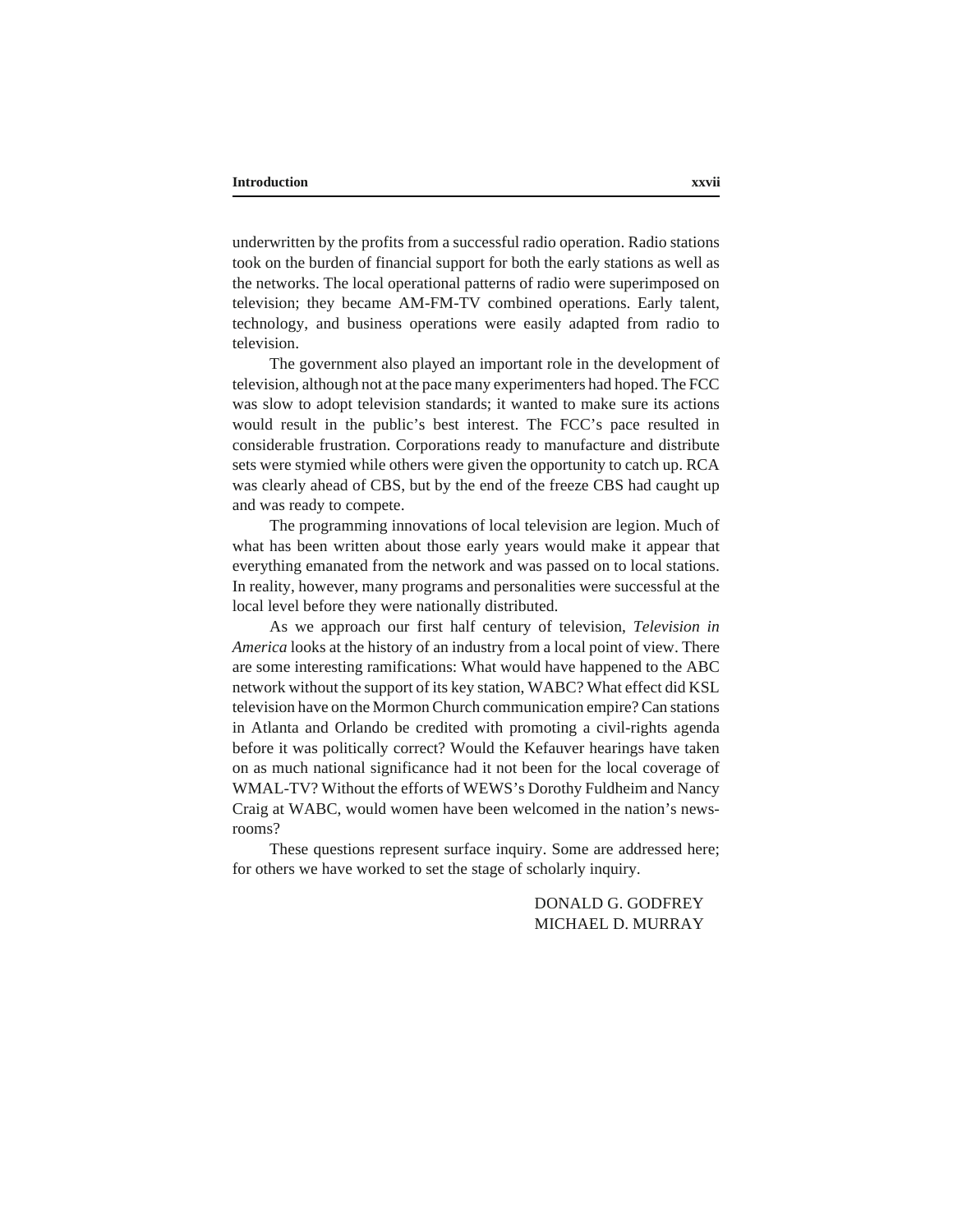underwritten by the profits from a successful radio operation. Radio stations took on the burden of financial support for both the early stations as well as the networks. The local operational patterns of radio were superimposed on television; they became AM-FM-TV combined operations. Early talent, technology, and business operations were easily adapted from radio to television.

The government also played an important role in the development of television, although not at the pace many experimenters had hoped. The FCC was slow to adopt television standards; it wanted to make sure its actions would result in the public's best interest. The FCC's pace resulted in considerable frustration. Corporations ready to manufacture and distribute sets were stymied while others were given the opportunity to catch up. RCA was clearly ahead of CBS, but by the end of the freeze CBS had caught up and was ready to compete.

The programming innovations of local television are legion. Much of what has been written about those early years would make it appear that everything emanated from the network and was passed on to local stations. In reality, however, many programs and personalities were successful at the local level before they were nationally distributed.

As we approach our first half century of television, *Television in America* looks at the history of an industry from a local point of view. There are some interesting ramifications: What would have happened to the ABC network without the support of its key station, WABC? What effect did KSL television have on the Mormon Church communication empire? Can stations in Atlanta and Orlando be credited with promoting a civil-rights agenda before it was politically correct? Would the Kefauver hearings have taken on as much national significance had it not been for the local coverage of WMAL-TV? Without the efforts of WEWS's Dorothy Fuldheim and Nancy Craig at WABC, would women have been welcomed in the nation's newsrooms?

These questions represent surface inquiry. Some are addressed here; for others we have worked to set the stage of scholarly inquiry.

DONALD G. GODFREY
MICHAEL D. MURRAY